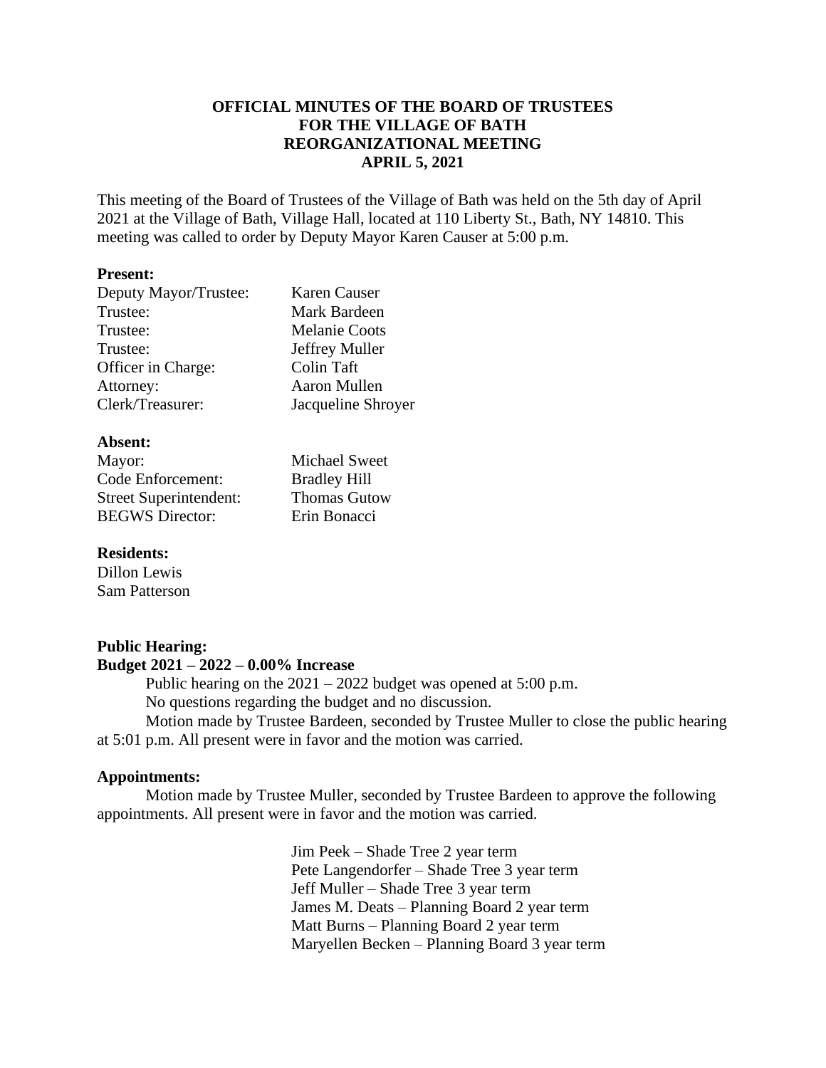**OFFICIAL MINUTES OF THE BOARD OF TRUSTEES**
**FOR THE VILLAGE OF BATH**
**REORGANIZATIONAL MEETING**
**APRIL 5, 2021**

This meeting of the Board of Trustees of the Village of Bath was held on the 5th day of April 2021 at the Village of Bath, Village Hall, located at 110 Liberty St., Bath, NY 14810. This meeting was called to order by Deputy Mayor Karen Causer at 5:00 p.m.

**Present:**

| | |
|---|---|
| Deputy Mayor/Trustee: | Karen Causer |
| Trustee: | Mark Bardeen |
| Trustee: | Melanie Coots |
| Trustee: | Jeffrey Muller |
| Officer in Charge: | Colin Taft |
| Attorney: | Aaron Mullen |
| Clerk/Treasurer: | Jacqueline Shroyer |

**Absent:**

| | |
|---|---|
| Mayor: | Michael Sweet |
| Code Enforcement: | Bradley Hill |
| Street Superintendent: | Thomas Gutow |
| BEGWS Director: | Erin Bonacci |

**Residents:**

Dillon Lewis
Sam Patterson

**Public Hearing:**
**Budget 2021 – 2022 – 0.00% Increase**

Public hearing on the 2021 – 2022 budget was opened at 5:00 p.m.

No questions regarding the budget and no discussion.

Motion made by Trustee Bardeen, seconded by Trustee Muller to close the public hearing at 5:01 p.m. All present were in favor and the motion was carried.

**Appointments:**

Motion made by Trustee Muller, seconded by Trustee Bardeen to approve the following appointments. All present were in favor and the motion was carried.

Jim Peek – Shade Tree 2 year term
Pete Langendorfer – Shade Tree 3 year term
Jeff Muller – Shade Tree 3 year term
James M. Deats – Planning Board 2 year term
Matt Burns – Planning Board 2 year term
Maryellen Becken – Planning Board 3 year term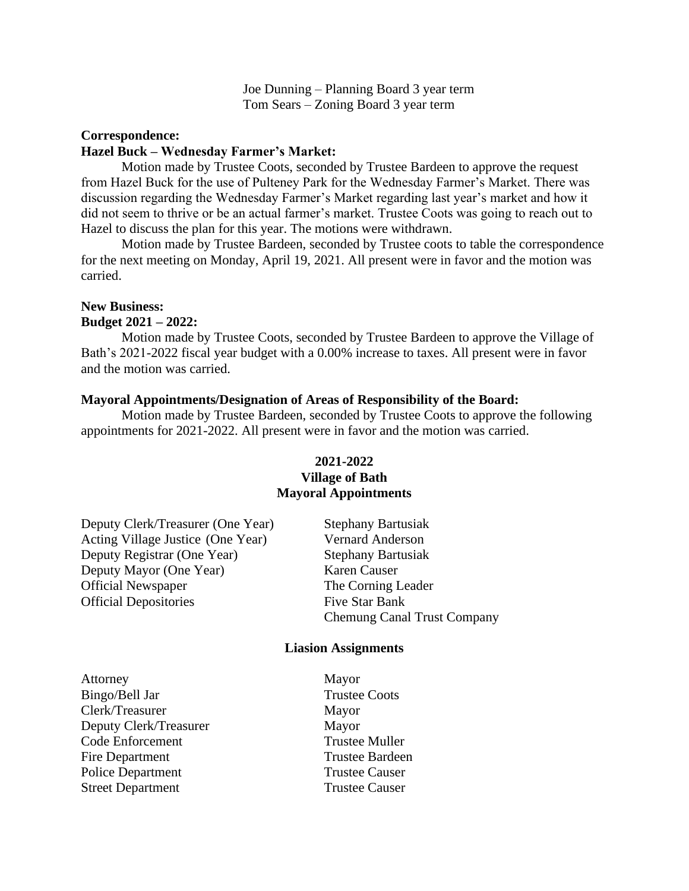Joe Dunning – Planning Board 3 year term
Tom Sears – Zoning Board 3 year term

**Correspondence:**

**Hazel Buck – Wednesday Farmer's Market:**

Motion made by Trustee Coots, seconded by Trustee Bardeen to approve the request from Hazel Buck for the use of Pulteney Park for the Wednesday Farmer's Market. There was discussion regarding the Wednesday Farmer's Market regarding last year's market and how it did not seem to thrive or be an actual farmer's market. Trustee Coots was going to reach out to Hazel to discuss the plan for this year. The motions were withdrawn.

Motion made by Trustee Bardeen, seconded by Trustee coots to table the correspondence for the next meeting on Monday, April 19, 2021. All present were in favor and the motion was carried.

**New Business:**

**Budget 2021 – 2022:**

Motion made by Trustee Coots, seconded by Trustee Bardeen to approve the Village of Bath's 2021-2022 fiscal year budget with a 0.00% increase to taxes. All present were in favor and the motion was carried.

**Mayoral Appointments/Designation of Areas of Responsibility of the Board:**

Motion made by Trustee Bardeen, seconded by Trustee Coots to approve the following appointments for 2021-2022. All present were in favor and the motion was carried.

**2021-2022**
**Village of Bath**
**Mayoral Appointments**

| | |
|---|---|
| Deputy Clerk/Treasurer (One Year) | Stephany Bartusiak |
| Acting Village Justice (One Year) | Vernard Anderson |
| Deputy Registrar (One Year) | Stephany Bartusiak |
| Deputy Mayor (One Year) | Karen Causer |
| Official Newspaper | The Corning Leader |
| Official Depositories | Five Star Bank<br>Chemung Canal Trust Company |

**Liasion Assignments**

| | |
|---|---|
| Attorney | Mayor |
| Bingo/Bell Jar | Trustee Coots |
| Clerk/Treasurer | Mayor |
| Deputy Clerk/Treasurer | Mayor |
| Code Enforcement | Trustee Muller |
| Fire Department | Trustee Bardeen |
| Police Department | Trustee Causer |
| Street Department | Trustee Causer |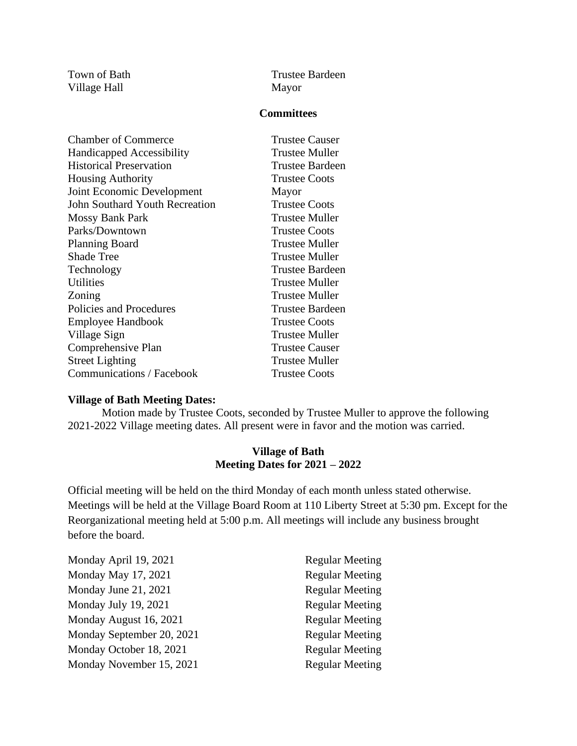| | |
|---|---|
| Town of Bath | Trustee Bardeen |
| Village Hall | Mayor |

**Committees**

| | |
|---|---|
| Chamber of Commerce | Trustee Causer |
| Handicapped Accessibility | Trustee Muller |
| Historical Preservation | Trustee Bardeen |
| Housing Authority | Trustee Coots |
| Joint Economic Development | Mayor |
| John Southard Youth Recreation | Trustee Coots |
| Mossy Bank Park | Trustee Muller |
| Parks/Downtown | Trustee Coots |
| Planning Board | Trustee Muller |
| Shade Tree | Trustee Muller |
| Technology | Trustee Bardeen |
| Utilities | Trustee Muller |
| Zoning | Trustee Muller |
| Policies and Procedures | Trustee Bardeen |
| Employee Handbook | Trustee Coots |
| Village Sign | Trustee Muller |
| Comprehensive Plan | Trustee Causer |
| Street Lighting | Trustee Muller |
| Communications / Facebook | Trustee Coots |

**Village of Bath Meeting Dates:**

Motion made by Trustee Coots, seconded by Trustee Muller to approve the following 2021-2022 Village meeting dates. All present were in favor and the motion was carried.

**Village of Bath**
**Meeting Dates for 2021 – 2022**

Official meeting will be held on the third Monday of each month unless stated otherwise. Meetings will be held at the Village Board Room at 110 Liberty Street at 5:30 pm. Except for the Reorganizational meeting held at 5:00 p.m. All meetings will include any business brought before the board.

| | |
|---|---|
| Monday April 19, 2021 | Regular Meeting |
| Monday May 17, 2021 | Regular Meeting |
| Monday June 21, 2021 | Regular Meeting |
| Monday July 19, 2021 | Regular Meeting |
| Monday August 16, 2021 | Regular Meeting |
| Monday September 20, 2021 | Regular Meeting |
| Monday October 18, 2021 | Regular Meeting |
| Monday November 15, 2021 | Regular Meeting |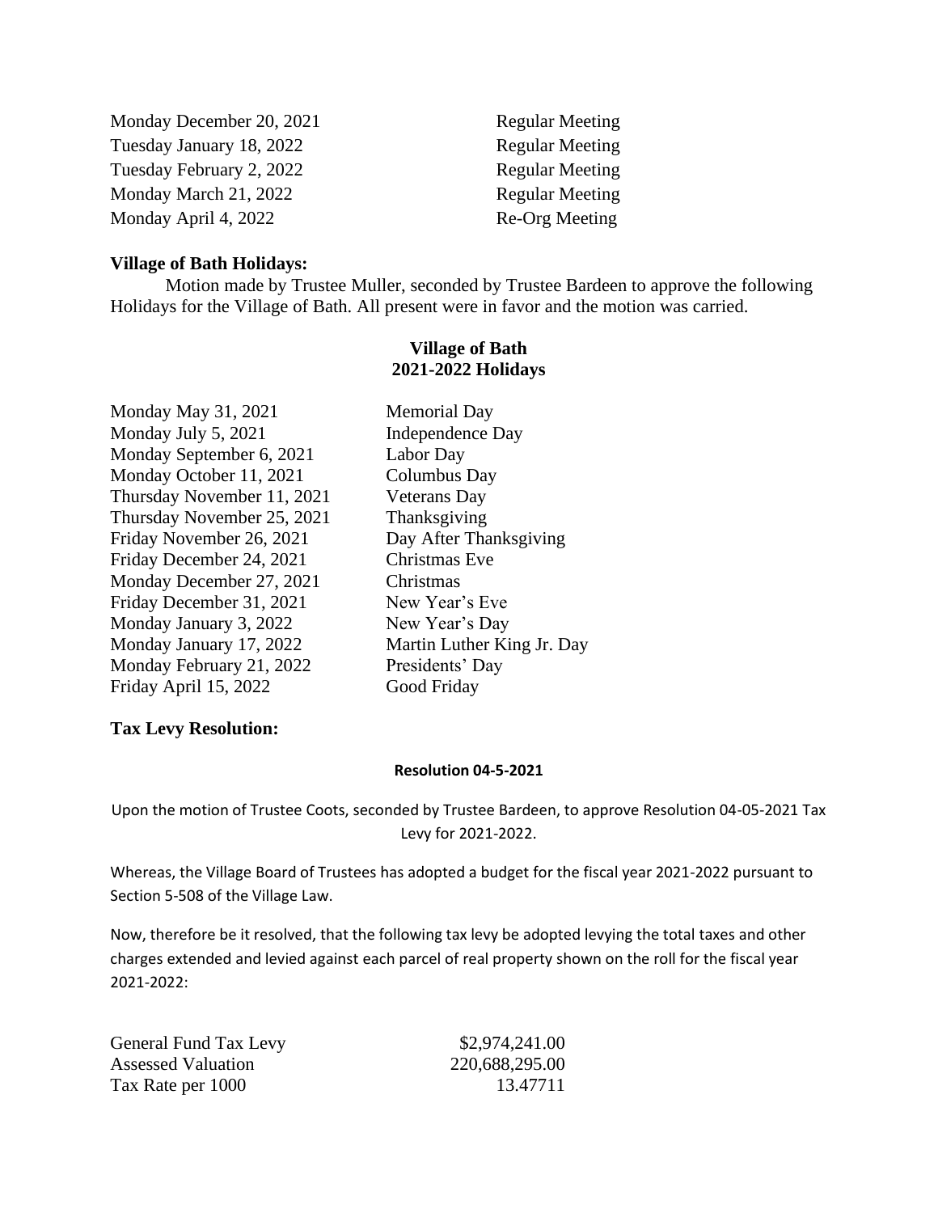| | |
|---|---|
| Monday December 20, 2021 | Regular Meeting |
| Tuesday January 18, 2022 | Regular Meeting |
| Tuesday February 2, 2022 | Regular Meeting |
| Monday March 21, 2022 | Regular Meeting |
| Monday April 4, 2022 | Re-Org Meeting |

**Village of Bath Holidays:**

Motion made by Trustee Muller, seconded by Trustee Bardeen to approve the following Holidays for the Village of Bath. All present were in favor and the motion was carried.

**Village of Bath**
**2021-2022 Holidays**

| | |
|---|---|
| Monday May 31, 2021 | Memorial Day |
| Monday July 5, 2021 | Independence Day |
| Monday September 6, 2021 | Labor Day |
| Monday October 11, 2021 | Columbus Day |
| Thursday November 11, 2021 | Veterans Day |
| Thursday November 25, 2021 | Thanksgiving |
| Friday November 26, 2021 | Day After Thanksgiving |
| Friday December 24, 2021 | Christmas Eve |
| Monday December 27, 2021 | Christmas |
| Friday December 31, 2021 | New Year's Eve |
| Monday January 3, 2022 | New Year's Day |
| Monday January 17, 2022 | Martin Luther King Jr. Day |
| Monday February 21, 2022 | Presidents' Day |
| Friday April 15, 2022 | Good Friday |

**Tax Levy Resolution:**

**Resolution 04-5-2021**

Upon the motion of Trustee Coots, seconded by Trustee Bardeen, to approve Resolution 04-05-2021 Tax Levy for 2021-2022.

Whereas, the Village Board of Trustees has adopted a budget for the fiscal year 2021-2022 pursuant to Section 5-508 of the Village Law.

Now, therefore be it resolved, that the following tax levy be adopted levying the total taxes and other charges extended and levied against each parcel of real property shown on the roll for the fiscal year 2021-2022:

| | |
|---|---:|
| General Fund Tax Levy | \$2,974,241.00 |
| Assessed Valuation | 220,688,295.00 |
| Tax Rate per 1000 | 13.47711 |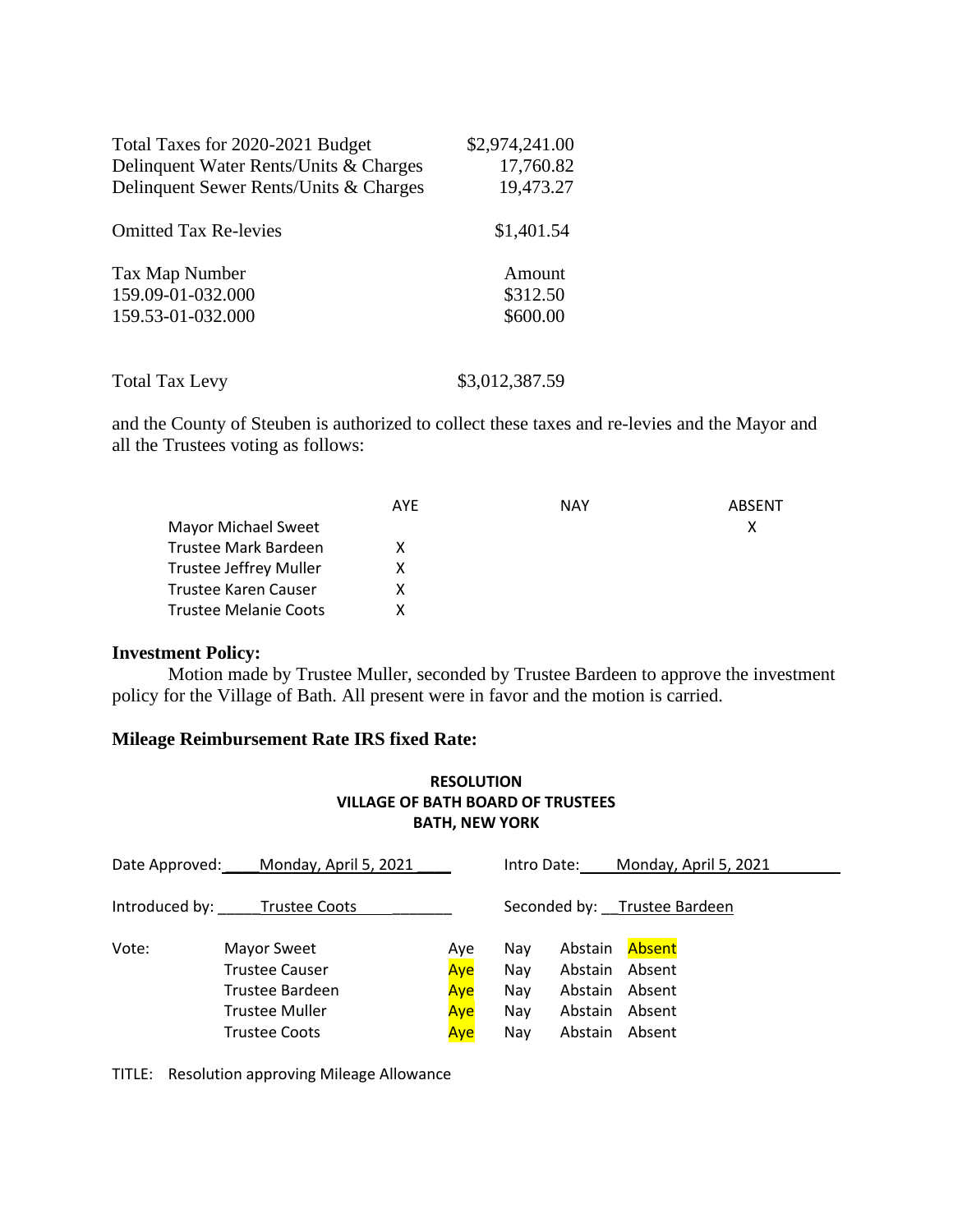| | |
|---|---|
| Total Taxes for 2020-2021 Budget | \$2,974,241.00 |
| Delinquent Water Rents/Units & Charges | 17,760.82 |
| Delinquent Sewer Rents/Units & Charges | 19,473.27 |
| Omitted Tax Re-levies | \$1,401.54 |

| Tax Map Number | Amount |
|---|---|
| 159.09-01-032.000 | \$312.50 |
| 159.53-01-032.000 | \$600.00 |

| | |
|---|---|
| Total Tax Levy | \$3,012,387.59 |

and the County of Steuben is authorized to collect these taxes and re-levies and the Mayor and all the Trustees voting as follows:

| | AYE | NAY | ABSENT |
|---|---|---|---|
| Mayor Michael Sweet | | | X |
| Trustee Mark Bardeen | X | | |
| Trustee Jeffrey Muller | X | | |
| Trustee Karen Causer | X | | |
| Trustee Melanie Coots | X | | |

**Investment Policy:**

Motion made by Trustee Muller, seconded by Trustee Bardeen to approve the investment policy for the Village of Bath. All present were in favor and the motion is carried.

**Mileage Reimbursement Rate IRS fixed Rate:**

**RESOLUTION**
**VILLAGE OF BATH BOARD OF TRUSTEES**
**BATH, NEW YORK**

Date Approved: Monday, April 5, 2021 Intro Date: Monday, April 5, 2021

Introduced by: Trustee Coots Seconded by: Trustee Bardeen

| Vote: | | | | | |
|---|---|---|---|---|---|
| | Mayor Sweet | Aye | Nay | Abstain | Absent |
| | Trustee Causer | Aye | Nay | Abstain | Absent |
| | Trustee Bardeen | Aye | Nay | Abstain | Absent |
| | Trustee Muller | Aye | Nay | Abstain | Absent |
| | Trustee Coots | Aye | Nay | Abstain | Absent |

(Highlighted: Mayor Sweet – Absent; Trustee Causer, Trustee Bardeen, Trustee Muller, Trustee Coots – Aye)

TITLE: Resolution approving Mileage Allowance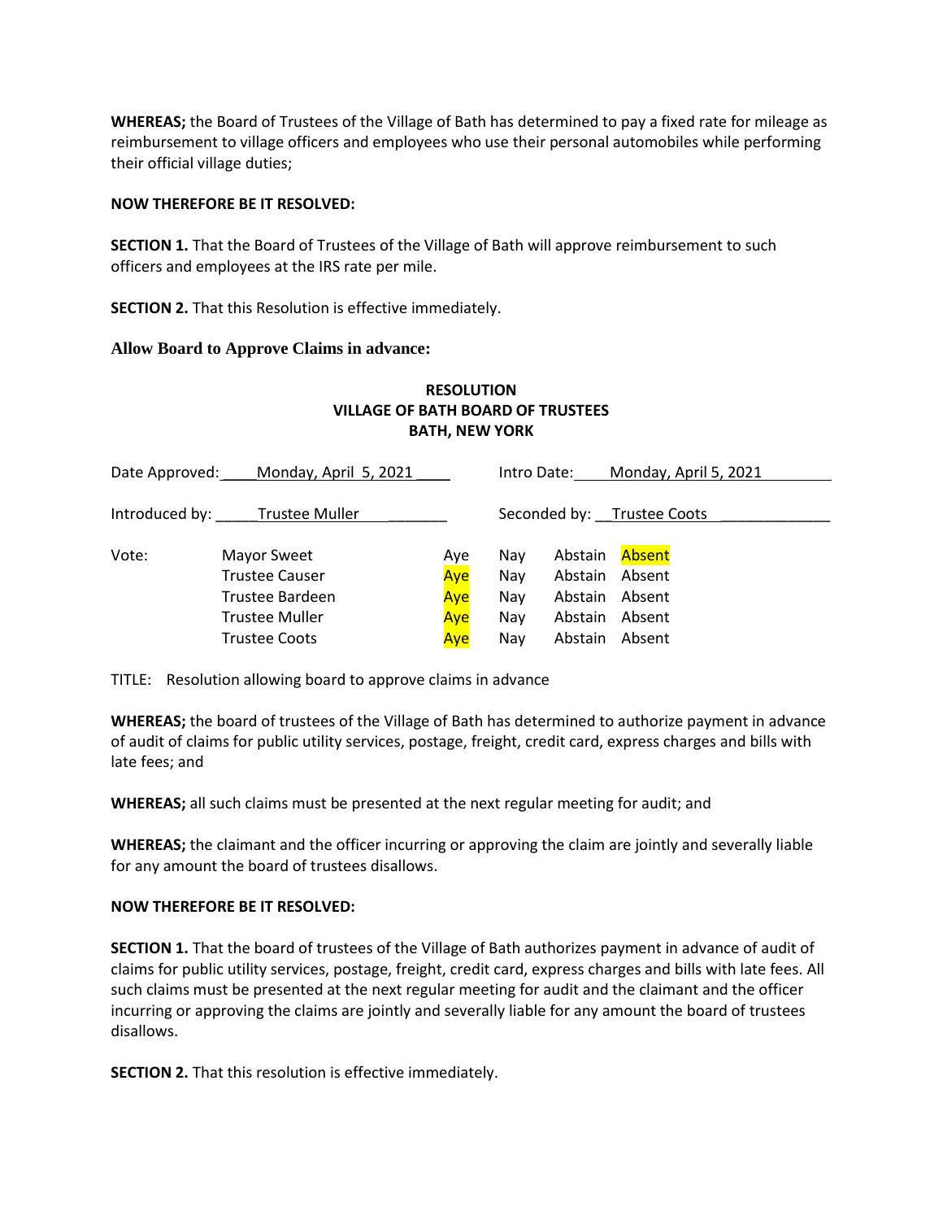**WHEREAS;** the Board of Trustees of the Village of Bath has determined to pay a fixed rate for mileage as reimbursement to village officers and employees who use their personal automobiles while performing their official village duties;

**NOW THEREFORE BE IT RESOLVED:**

**SECTION 1.** That the Board of Trustees of the Village of Bath will approve reimbursement to such officers and employees at the IRS rate per mile.

**SECTION 2.** That this Resolution is effective immediately.

**Allow Board to Approve Claims in advance:**

**RESOLUTION**
**VILLAGE OF BATH BOARD OF TRUSTEES**
**BATH, NEW YORK**

Date Approved: Monday, April 5, 2021 Intro Date: Monday, April 5, 2021

Introduced by: Trustee Muller Seconded by: Trustee Coots

| Vote: | | | | | |
|---|---|---|---|---|---|
| | Mayor Sweet | Aye | Nay | Abstain | Absent |
| | Trustee Causer | Aye | Nay | Abstain | Absent |
| | Trustee Bardeen | Aye | Nay | Abstain | Absent |
| | Trustee Muller | Aye | Nay | Abstain | Absent |
| | Trustee Coots | Aye | Nay | Abstain | Absent |

TITLE: Resolution allowing board to approve claims in advance

**WHEREAS;** the board of trustees of the Village of Bath has determined to authorize payment in advance of audit of claims for public utility services, postage, freight, credit card, express charges and bills with late fees; and

**WHEREAS;** all such claims must be presented at the next regular meeting for audit; and

**WHEREAS;** the claimant and the officer incurring or approving the claim are jointly and severally liable for any amount the board of trustees disallows.

**NOW THEREFORE BE IT RESOLVED:**

**SECTION 1.** That the board of trustees of the Village of Bath authorizes payment in advance of audit of claims for public utility services, postage, freight, credit card, express charges and bills with late fees. All such claims must be presented at the next regular meeting for audit and the claimant and the officer incurring or approving the claims are jointly and severally liable for any amount the board of trustees disallows.

**SECTION 2.** That this resolution is effective immediately.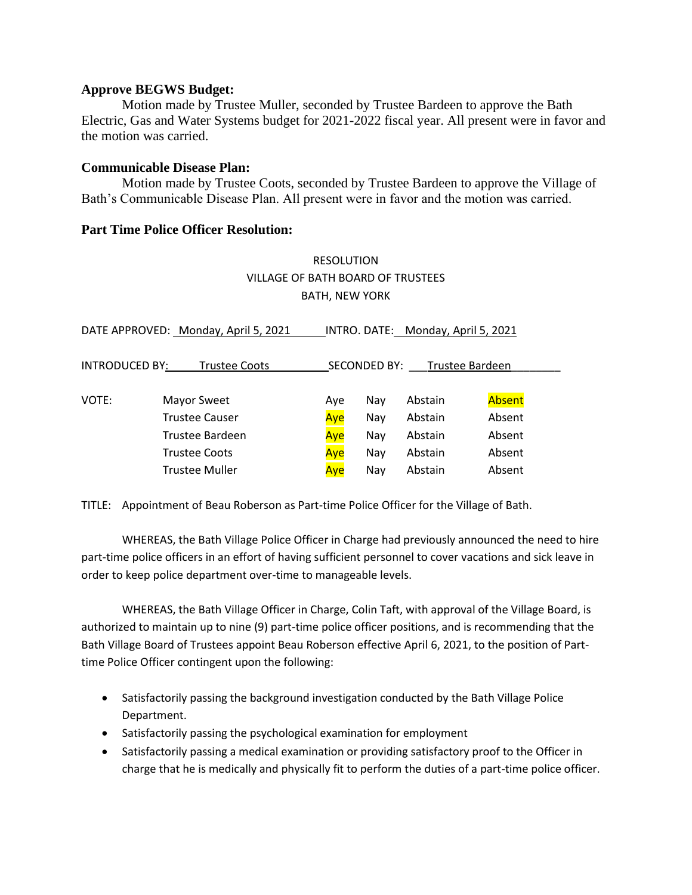**Approve BEGWS Budget:**

Motion made by Trustee Muller, seconded by Trustee Bardeen to approve the Bath Electric, Gas and Water Systems budget for 2021-2022 fiscal year. All present were in favor and the motion was carried.

**Communicable Disease Plan:**

Motion made by Trustee Coots, seconded by Trustee Bardeen to approve the Village of Bath's Communicable Disease Plan. All present were in favor and the motion was carried.

**Part Time Police Officer Resolution:**

RESOLUTION
VILLAGE OF BATH BOARD OF TRUSTEES
BATH, NEW YORK

DATE APPROVED: Monday, April 5, 2021 INTRO. DATE: Monday, April 5, 2021

INTRODUCED BY: Trustee Coots SECONDED BY: Trustee Bardeen

| VOTE: | | | | | |
|---|---|---|---|---|---|
| | Mayor Sweet | Aye | Nay | Abstain | **Absent** |
| | Trustee Causer | **Aye** | Nay | Abstain | Absent |
| | Trustee Bardeen | **Aye** | Nay | Abstain | Absent |
| | Trustee Coots | **Aye** | Nay | Abstain | Absent |
| | Trustee Muller | **Aye** | Nay | Abstain | Absent |

TITLE: Appointment of Beau Roberson as Part-time Police Officer for the Village of Bath.

WHEREAS, the Bath Village Police Officer in Charge had previously announced the need to hire part-time police officers in an effort of having sufficient personnel to cover vacations and sick leave in order to keep police department over-time to manageable levels.

WHEREAS, the Bath Village Officer in Charge, Colin Taft, with approval of the Village Board, is authorized to maintain up to nine (9) part-time police officer positions, and is recommending that the Bath Village Board of Trustees appoint Beau Roberson effective April 6, 2021, to the position of Part-time Police Officer contingent upon the following:

- Satisfactorily passing the background investigation conducted by the Bath Village Police Department.
- Satisfactorily passing the psychological examination for employment
- Satisfactorily passing a medical examination or providing satisfactory proof to the Officer in charge that he is medically and physically fit to perform the duties of a part-time police officer.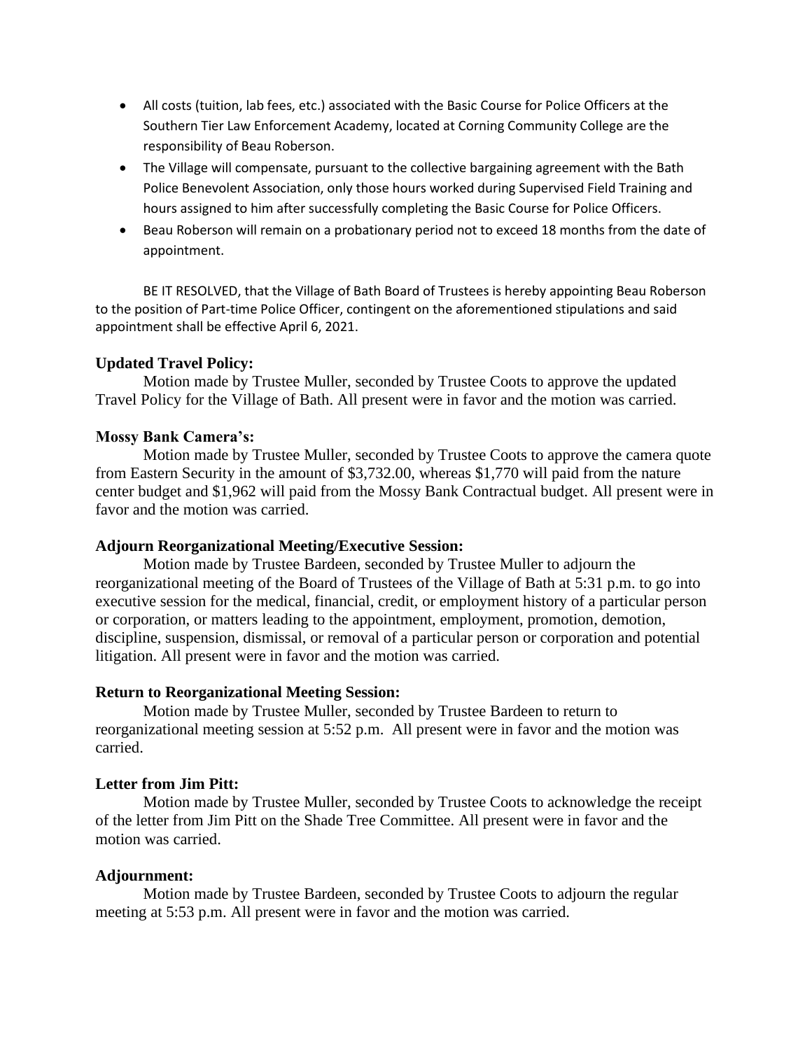- All costs (tuition, lab fees, etc.) associated with the Basic Course for Police Officers at the Southern Tier Law Enforcement Academy, located at Corning Community College are the responsibility of Beau Roberson.
- The Village will compensate, pursuant to the collective bargaining agreement with the Bath Police Benevolent Association, only those hours worked during Supervised Field Training and hours assigned to him after successfully completing the Basic Course for Police Officers.
- Beau Roberson will remain on a probationary period not to exceed 18 months from the date of appointment.

BE IT RESOLVED, that the Village of Bath Board of Trustees is hereby appointing Beau Roberson to the position of Part-time Police Officer, contingent on the aforementioned stipulations and said appointment shall be effective April 6, 2021.

**Updated Travel Policy:**

Motion made by Trustee Muller, seconded by Trustee Coots to approve the updated Travel Policy for the Village of Bath. All present were in favor and the motion was carried.

**Mossy Bank Camera's:**

Motion made by Trustee Muller, seconded by Trustee Coots to approve the camera quote from Eastern Security in the amount of $3,732.00, whereas $1,770 will paid from the nature center budget and $1,962 will paid from the Mossy Bank Contractual budget. All present were in favor and the motion was carried.

**Adjourn Reorganizational Meeting/Executive Session:**

Motion made by Trustee Bardeen, seconded by Trustee Muller to adjourn the reorganizational meeting of the Board of Trustees of the Village of Bath at 5:31 p.m. to go into executive session for the medical, financial, credit, or employment history of a particular person or corporation, or matters leading to the appointment, employment, promotion, demotion, discipline, suspension, dismissal, or removal of a particular person or corporation and potential litigation. All present were in favor and the motion was carried.

**Return to Reorganizational Meeting Session:**

Motion made by Trustee Muller, seconded by Trustee Bardeen to return to reorganizational meeting session at 5:52 p.m. All present were in favor and the motion was carried.

**Letter from Jim Pitt:**

Motion made by Trustee Muller, seconded by Trustee Coots to acknowledge the receipt of the letter from Jim Pitt on the Shade Tree Committee. All present were in favor and the motion was carried.

**Adjournment:**

Motion made by Trustee Bardeen, seconded by Trustee Coots to adjourn the regular meeting at 5:53 p.m. All present were in favor and the motion was carried.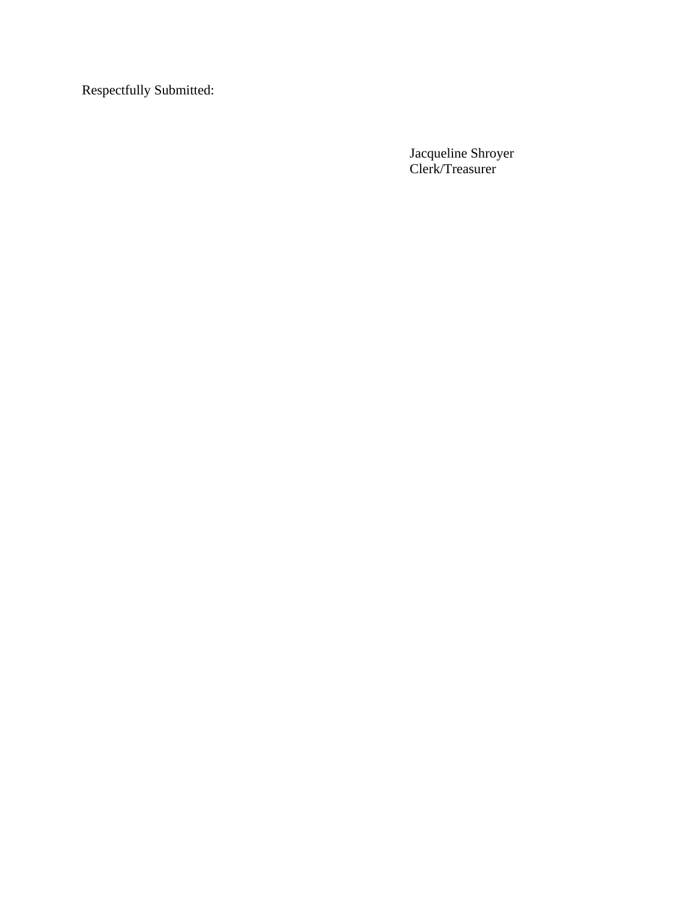Respectfully Submitted:

Jacqueline Shroyer
Clerk/Treasurer